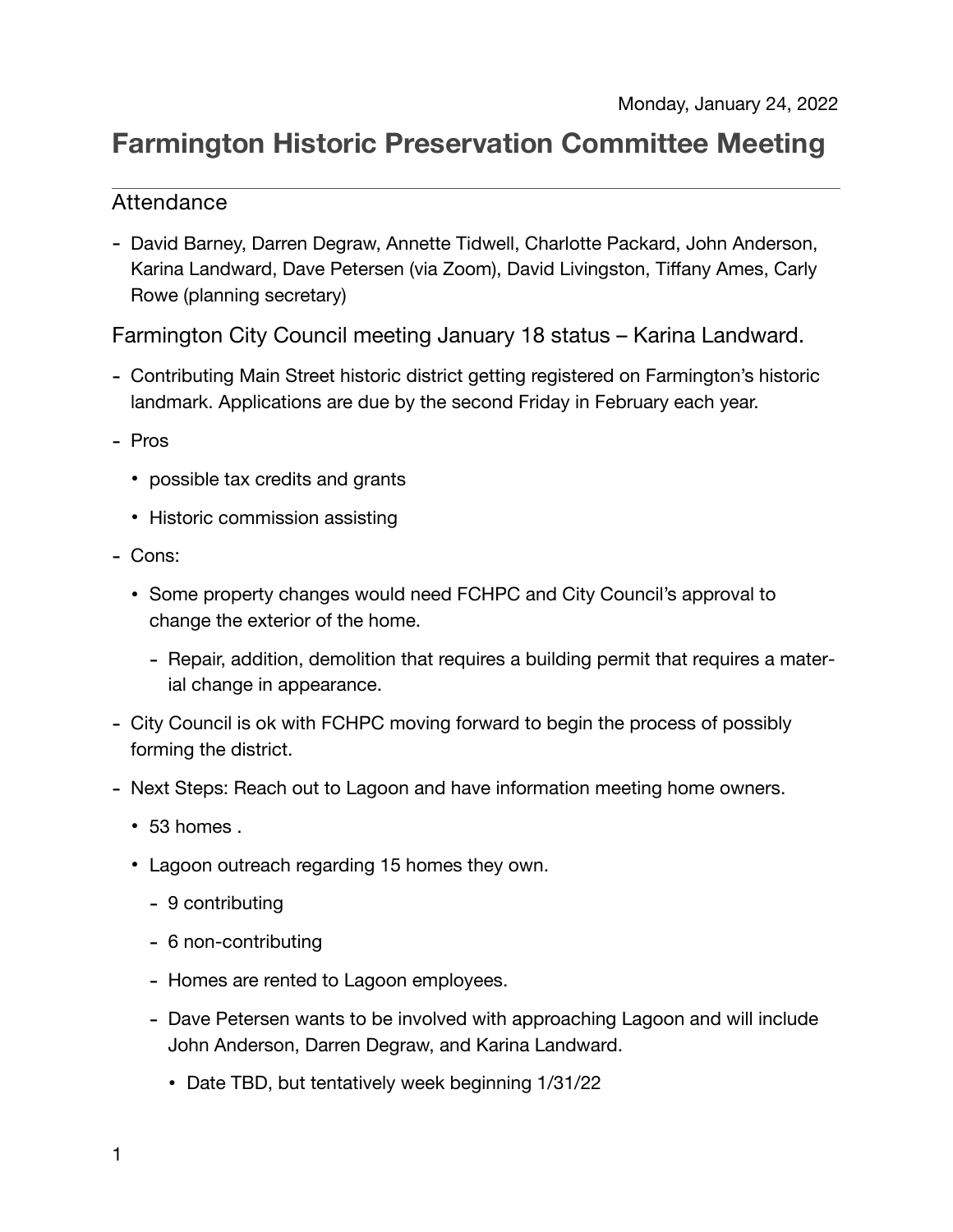Monday, January 24, 2022

# Farmington Historic Preservation Committee Meeting

## Attendance

- David Barney, Darren Degraw, Annette Tidwell, Charlotte Packard, John Anderson, Karina Landward, Dave Petersen (via Zoom), David Livingston, Tiffany Ames, Carly Rowe (planning secretary)

## Farmington City Council meeting January 18 status – Karina Landward.

- Contributing Main Street historic district getting registered on Farmington's historic landmark. Applications are due by the second Friday in February each year.
- Pros
  - possible tax credits and grants
  - Historic commission assisting
- Cons:
  - Some property changes would need FCHPC and City Council's approval to change the exterior of the home.
    - Repair, addition, demolition that requires a building permit that requires a material change in appearance.
- City Council is ok with FCHPC moving forward to begin the process of possibly forming the district.
- Next Steps: Reach out to Lagoon and have information meeting home owners.
  - 53 homes .
  - Lagoon outreach regarding 15 homes they own.
    - 9 contributing
    - 6 non-contributing
    - Homes are rented to Lagoon employees.
    - Dave Petersen wants to be involved with approaching Lagoon and will include John Anderson, Darren Degraw, and Karina Landward.
      - Date TBD, but tentatively week beginning 1/31/22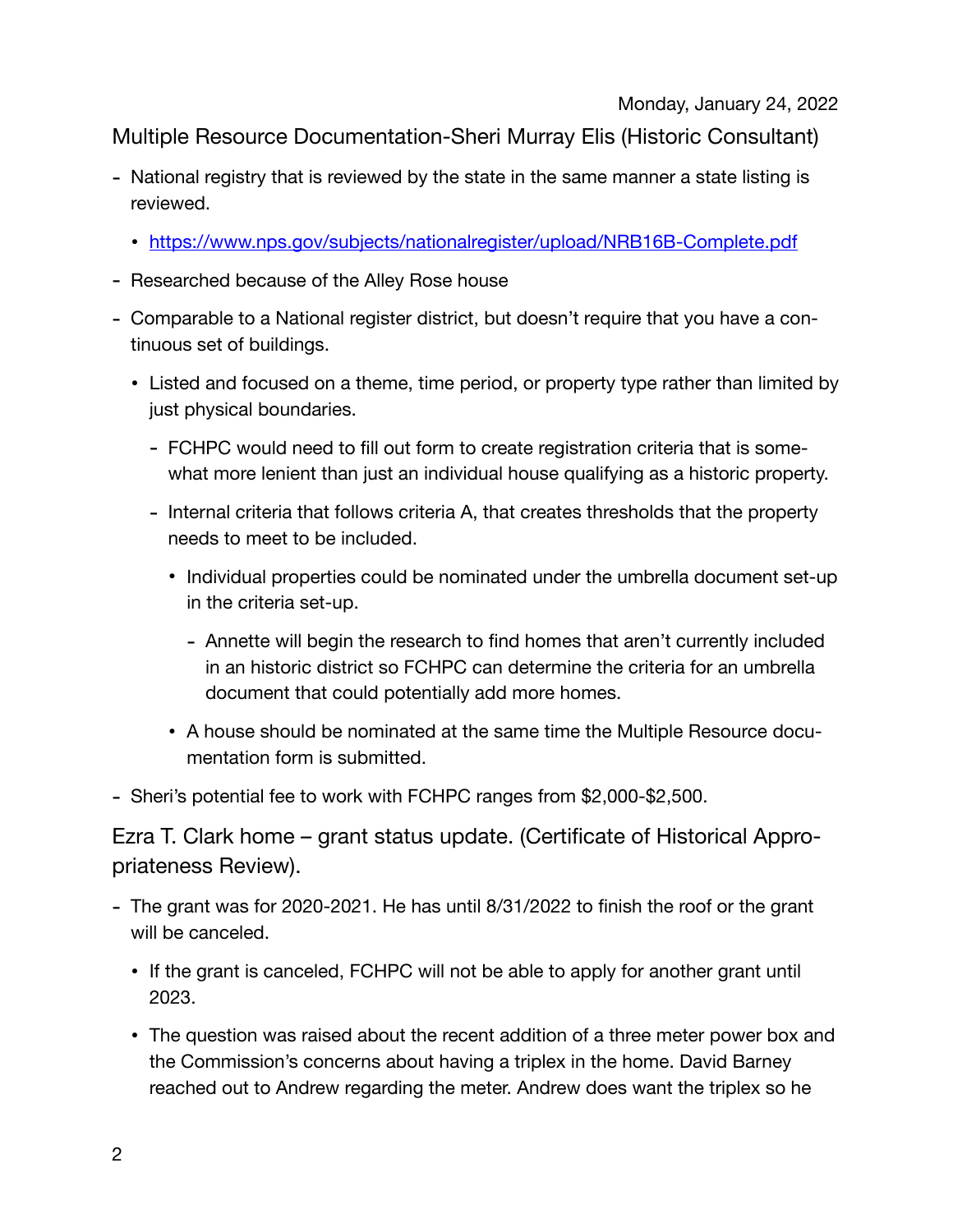Monday, January 24, 2022

## Multiple Resource Documentation-Sheri Murray Elis (Historic Consultant)

- National registry that is reviewed by the state in the same manner a state listing is reviewed.
  - https://www.nps.gov/subjects/nationalregister/upload/NRB16B-Complete.pdf
- Researched because of the Alley Rose house
- Comparable to a National register district, but doesn't require that you have a continuous set of buildings.
  - Listed and focused on a theme, time period, or property type rather than limited by just physical boundaries.
    - FCHPC would need to fill out form to create registration criteria that is somewhat more lenient than just an individual house qualifying as a historic property.
    - Internal criteria that follows criteria A, that creates thresholds that the property needs to meet to be included.
      - Individual properties could be nominated under the umbrella document set-up in the criteria set-up.
        - Annette will begin the research to find homes that aren't currently included in an historic district so FCHPC can determine the criteria for an umbrella document that could potentially add more homes.
      - A house should be nominated at the same time the Multiple Resource documentation form is submitted.
- Sheri's potential fee to work with FCHPC ranges from $2,000-$2,500.

## Ezra T. Clark home – grant status update. (Certificate of Historical Appropriateness Review).

- The grant was for 2020-2021. He has until 8/31/2022 to finish the roof or the grant will be canceled.
  - If the grant is canceled, FCHPC will not be able to apply for another grant until 2023.
  - The question was raised about the recent addition of a three meter power box and the Commission's concerns about having a triplex in the home. David Barney reached out to Andrew regarding the meter. Andrew does want the triplex so he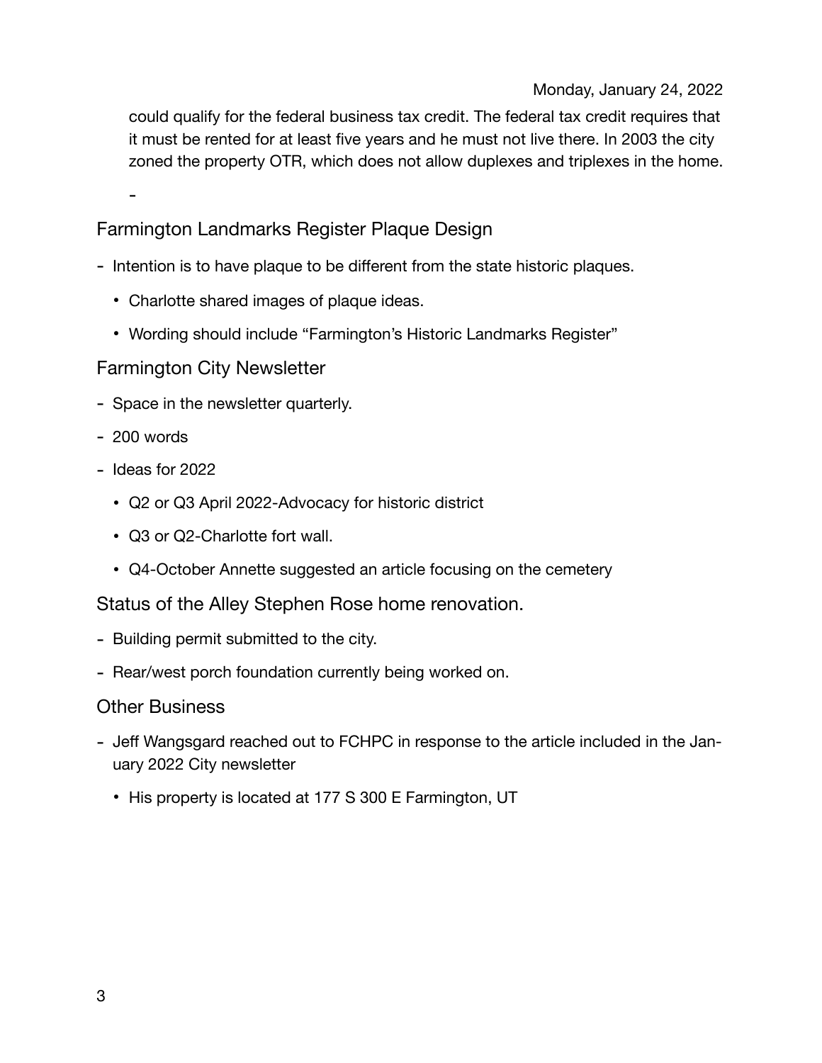could qualify for the federal business tax credit. The federal tax credit requires that it must be rented for at least five years and he must not live there. In 2003 the city zoned the property OTR, which does not allow duplexes and triplexes in the home.

-

## Farmington Landmarks Register Plaque Design

- Intention is to have plaque to be different from the state historic plaques.
  - Charlotte shared images of plaque ideas.
  - Wording should include "Farmington's Historic Landmarks Register"

## Farmington City Newsletter

- Space in the newsletter quarterly.
- 200 words
- Ideas for 2022
  - Q2 or Q3 April 2022-Advocacy for historic district
  - Q3 or Q2-Charlotte fort wall.
  - Q4-October Annette suggested an article focusing on the cemetery

## Status of the Alley Stephen Rose home renovation.

- Building permit submitted to the city.
- Rear/west porch foundation currently being worked on.

## Other Business

- Jeff Wangsgard reached out to FCHPC in response to the article included in the January 2022 City newsletter
  - His property is located at 177 S 300 E Farmington, UT